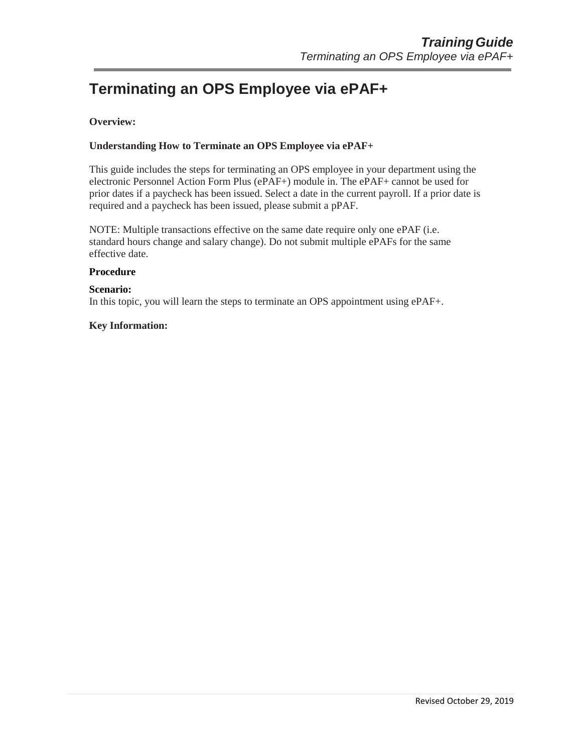# Terminating an OPS Employee via ePAF+

**Overview:**

**Understanding How to Terminate an OPS Employee via ePAF+**

This guide includes the steps for terminating an OPS employee in your department using the electronic Personnel Action Form Plus (ePAF+) module in. The ePAF+ cannot be used for prior dates if a paycheck has been issued. Select a date in the current payroll. If a prior date is required and a paycheck has been issued, please submit a pPAF.

NOTE: Multiple transactions effective on the same date require only one ePAF (i.e. standard hours change and salary change). Do not submit multiple ePAFs for the same effective date.

**Procedure**

**Scenario:**
In this topic, you will learn the steps to terminate an OPS appointment using ePAF+.

**Key Information:**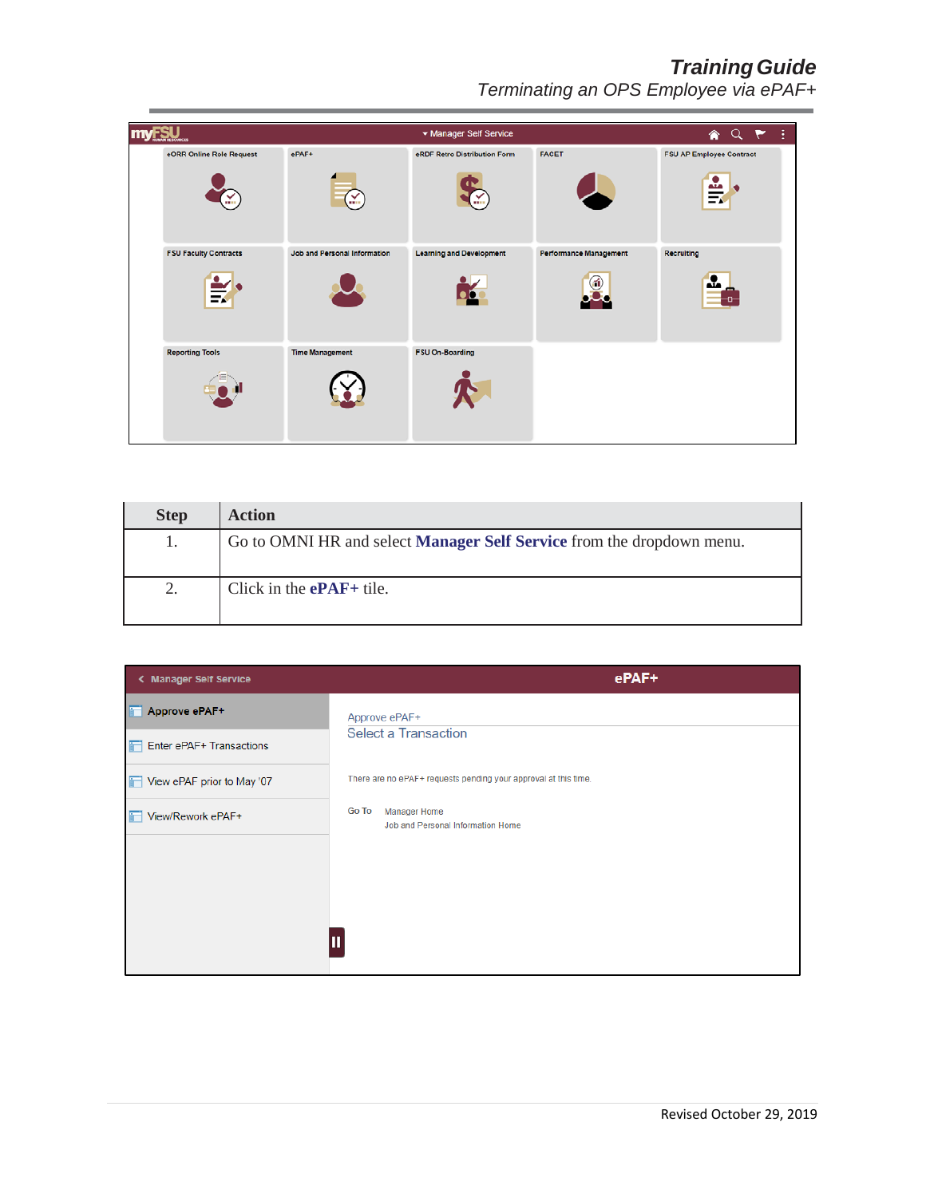| Step | Action |
|---|---|
| 1. | Go to OMNI HR and select **Manager Self Service** from the dropdown menu. |
| 2. | Click in the **ePAF+** tile. |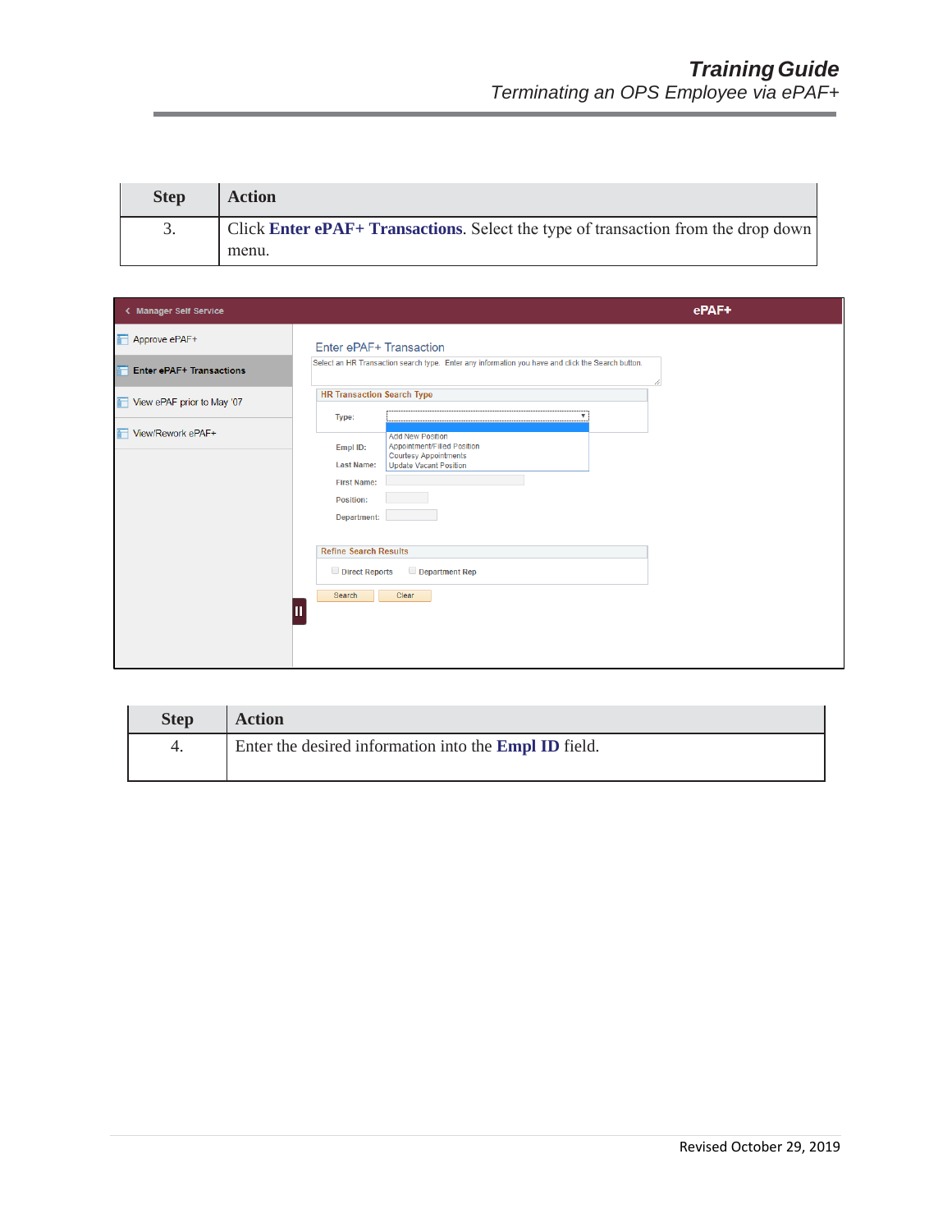| Step | Action |
|---|---|
| 3. | Click **Enter ePAF+ Transactions**. Select the type of transaction from the drop down menu. |

| Step | Action |
|---|---|
| 4. | Enter the desired information into the **Empl ID** field. |

Revised October 29, 2019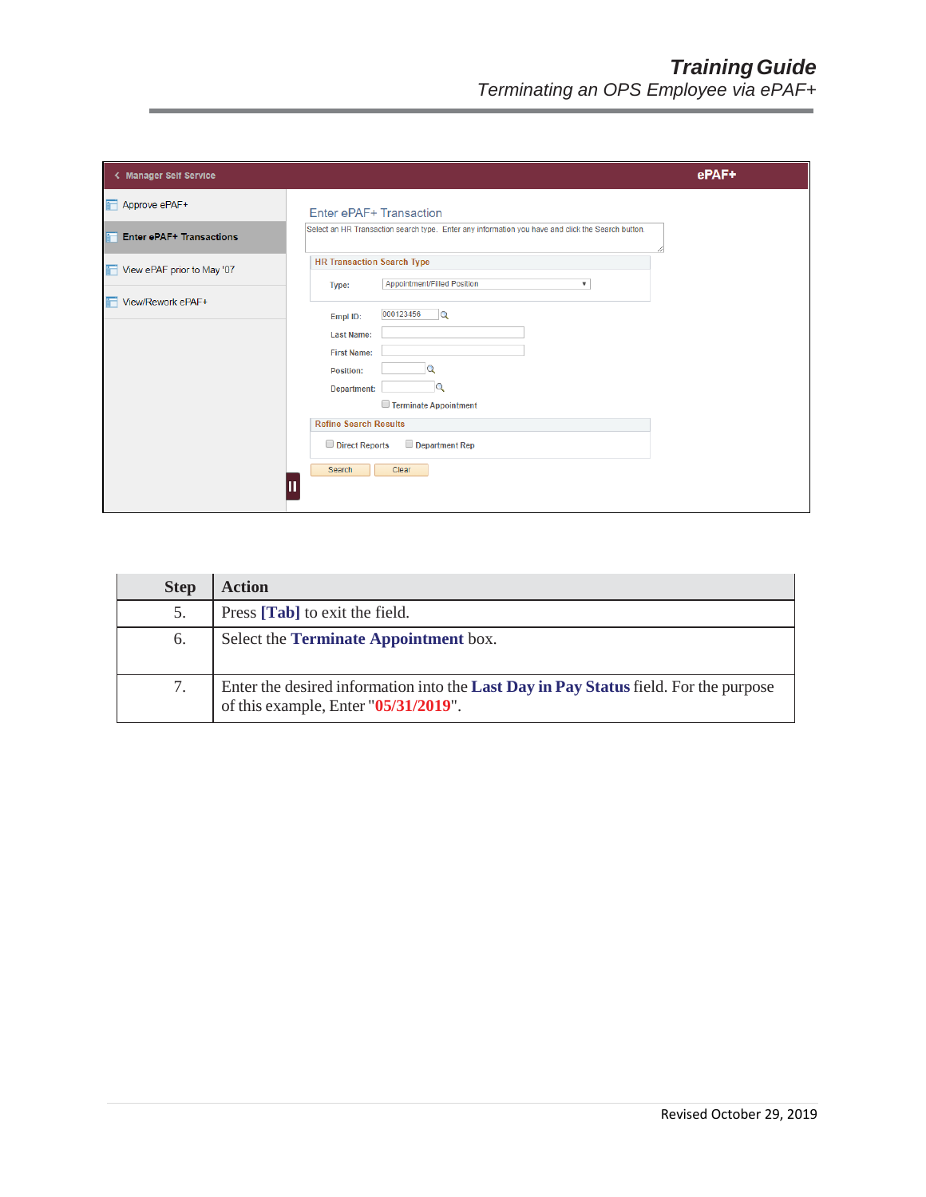| Step | Action |
| --- | --- |
| 5. | Press **[Tab]** to exit the field. |
| 6. | Select the **Terminate Appointment** box. |
| 7. | Enter the desired information into the **Last Day in Pay Status** field. For the purpose of this example, Enter "**05/31/2019**". |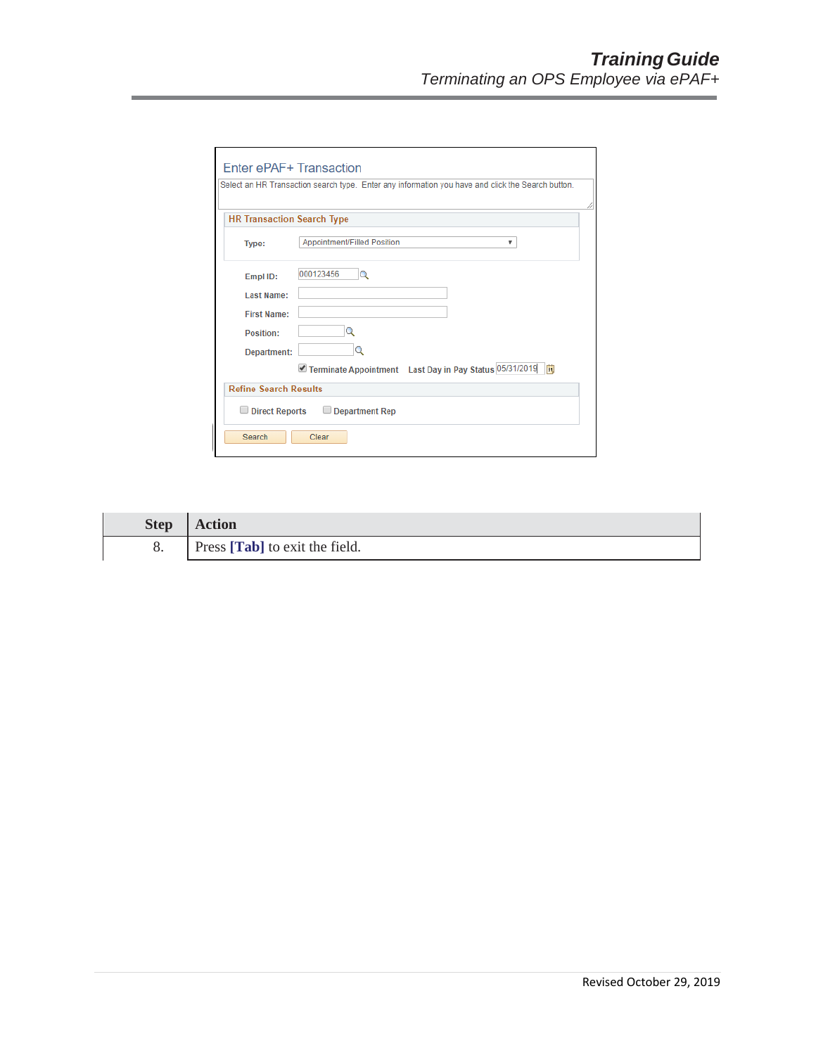| Step | Action |
| --- | --- |
| 8. | Press **[Tab]** to exit the field. |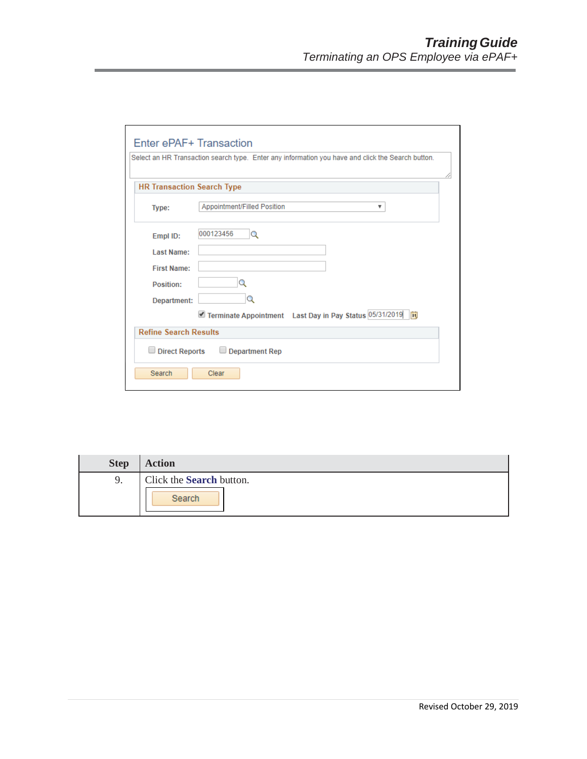Enter ePAF+ Transaction

Select an HR Transaction search type. Enter any information you have and click the Search button.

HR Transaction Search Type

Type: Appointment/Filled Position

Empl ID: 000123456

Last Name:

First Name:

Position:

Department:

Terminate Appointment Last Day in Pay Status 05/31/2019

Refine Search Results

Direct Reports Department Rep

Search Clear

| Step | Action |
|---|---|
| 9. | Click the **Search** button. Search |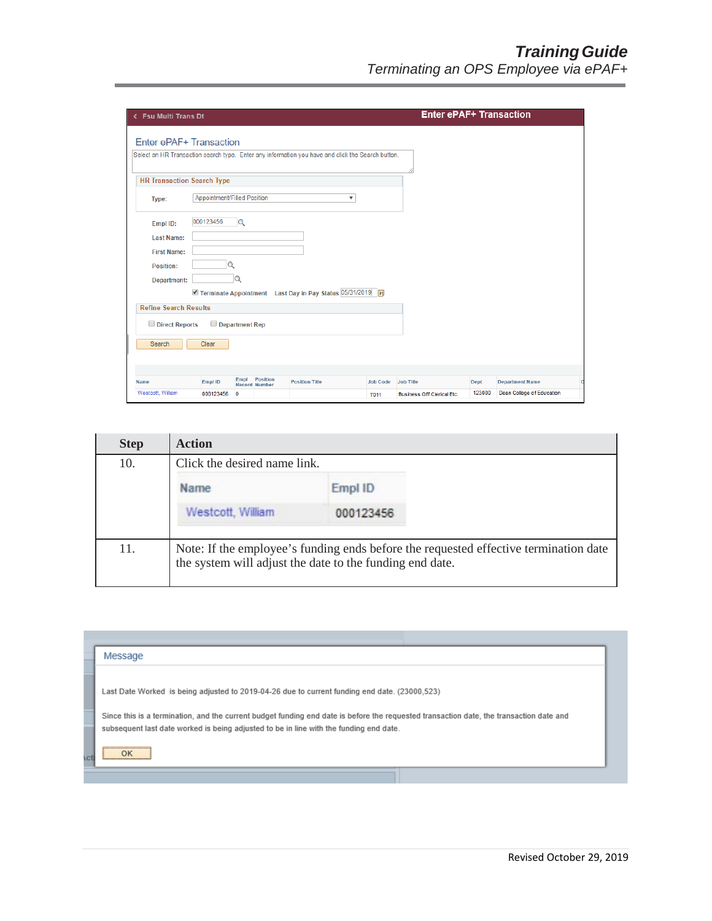| Step | Action |
|---|---|
| 10. | Click the desired name link. |
| 11. | Note: If the employee's funding ends before the requested effective termination date the system will adjust the date to the funding end date. |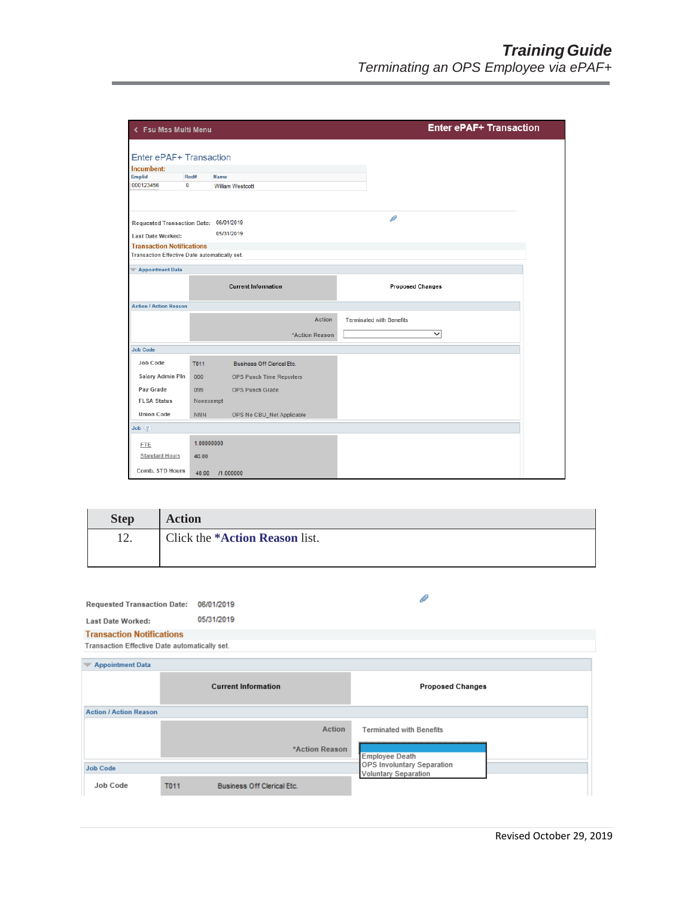Enter ePAF+ Transaction

Incumbent:

| Emplid | Rcd# | Name |
| --- | --- | --- |
| 000123456 | 0 | William Westcott |

Requested Transaction Date: 06/01/2019

Last Date Worked: 05/31/2019

Transaction Notifications

Transaction Effective Date automatically set.

Appointment Data

| | Current Information | Proposed Changes |
| --- | --- | --- |

Action / Action Reason

| | | |
| --- | --- | --- |
| | Action | Terminated with Benefits |
| | *Action Reason | |

Job Code

| | | |
| --- | --- | --- |
| Job Code | T011 | Business Off Clerical Etc. |
| Salary Admin Pln | 000 | OPS Punch Time Reporters |
| Pay Grade | 099 | OPS Punch Grade |
| FLSA Status | Nonexempt | |
| Union Code | NNN | OPS No CBU_Not Applicable |

Job

| | |
| --- | --- |
| FTE | 1.00000000 |
| Standard Hours | 40.00 |
| Comb. STD Hours | 40.00 /1.000000 |

| Step | Action |
| --- | --- |
| 12. | Click the ***Action Reason** list. |

Requested Transaction Date: 06/01/2019

Last Date Worked: 05/31/2019

Transaction Notifications

Transaction Effective Date automatically set.

Appointment Data

| | Current Information | Proposed Changes |
| --- | --- | --- |

Action / Action Reason

| | | |
| --- | --- | --- |
| | Action | Terminated with Benefits |
| | *Action Reason | |

- Employee Death
- OPS Involuntary Separation
- Voluntary Separation

Job Code

| | | |
| --- | --- | --- |
| Job Code | T011 | Business Off Clerical Etc. |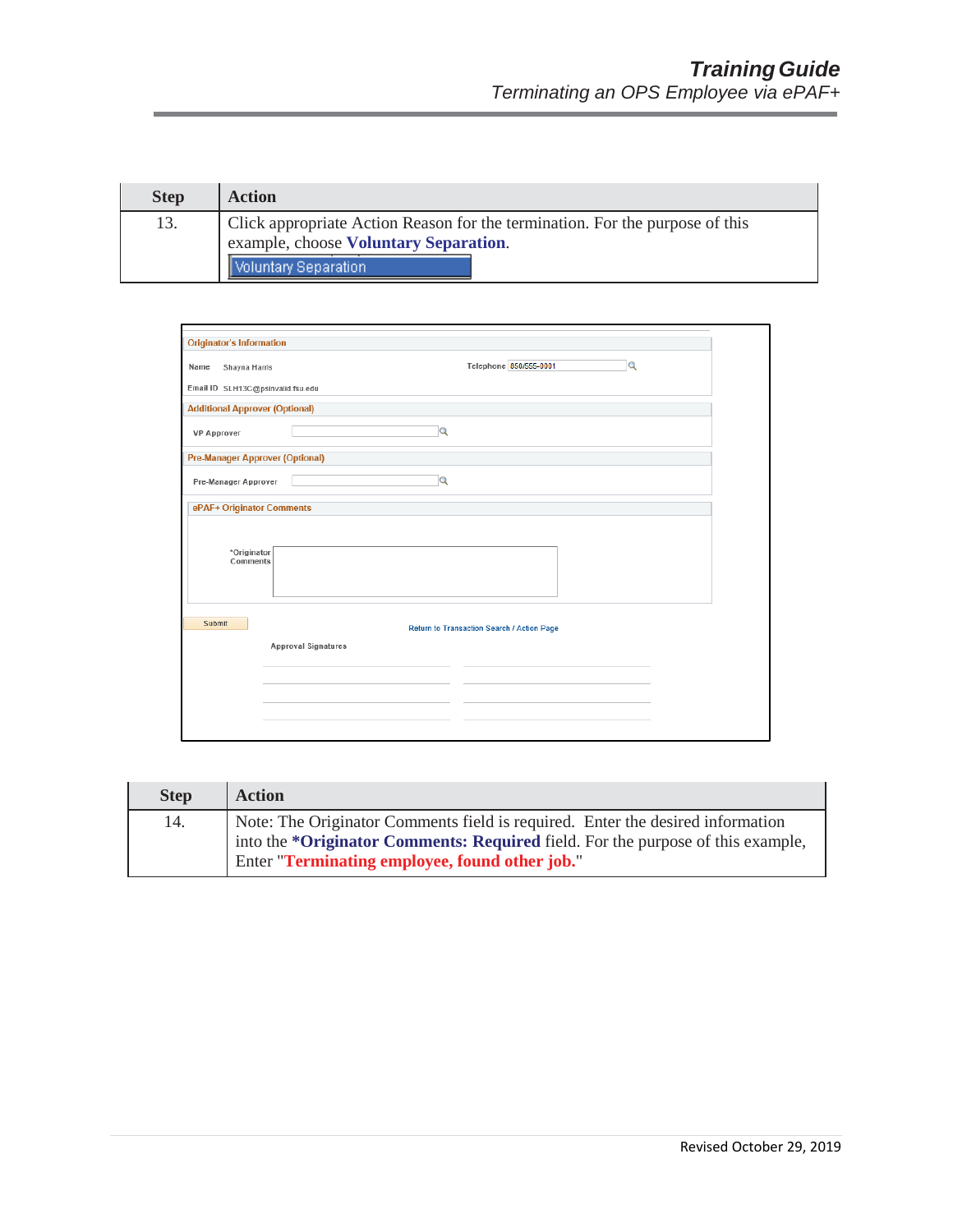| Step | Action |
| --- | --- |
| 13. | Click appropriate Action Reason for the termination. For the purpose of this example, choose **Voluntary Separation**. |

| Step | Action |
| --- | --- |
| 14. | Note: The Originator Comments field is required. Enter the desired information into the **\*Originator Comments: Required** field. For the purpose of this example, Enter "**Terminating employee, found other job.**" |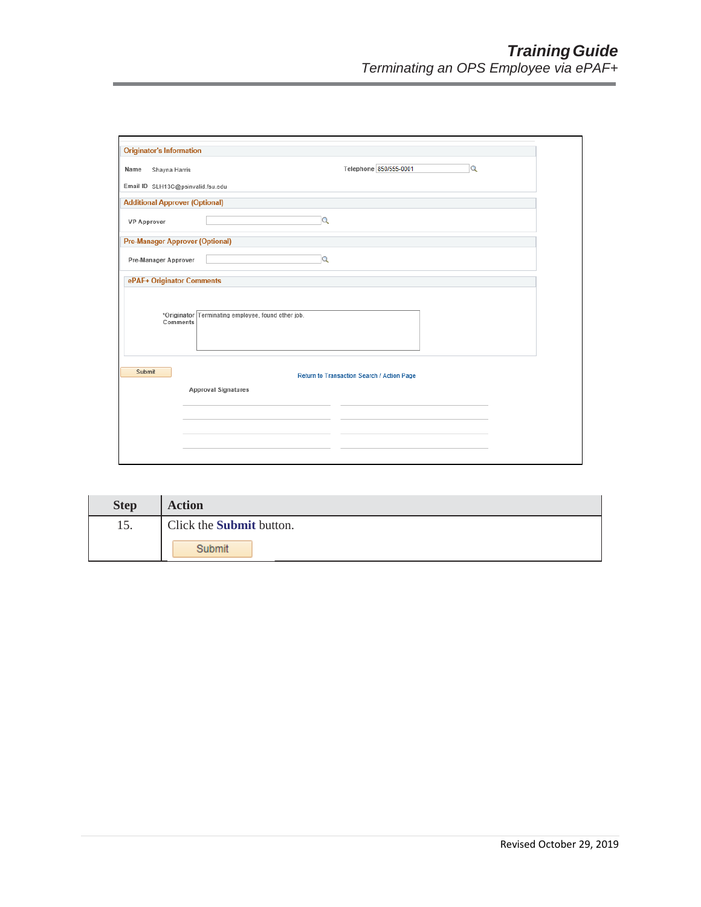Originator's Information

Name Shayna Harris

Telephone 850/555-0001

Email ID SLH13C@psinvalid.fsu.edu

Additional Approver (Optional)

VP Approver

Pre-Manager Approver (Optional)

Pre-Manager Approver

ePAF+ Originator Comments

*Originator Comments: Terminating employee, found other job.

Submit

Return to Transaction Search / Action Page

Approval Signatures

| Step | Action |
|---|---|
| 15. | Click the **Submit** button. Submit |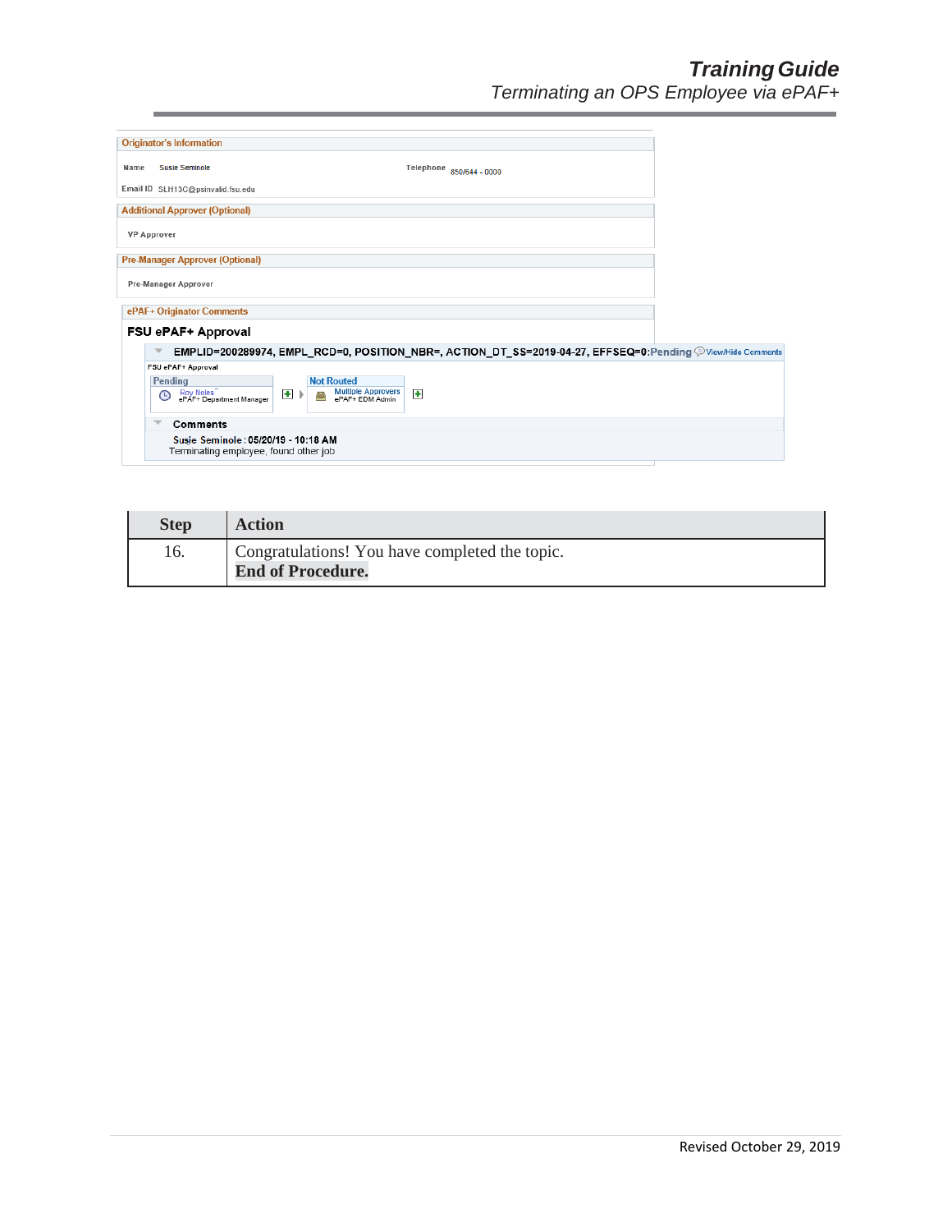Originator's Information

Name Susie Seminole

Telephone 850/644 - 0000

Email ID SLH13C@psinvalid.fsu.edu

Additional Approver (Optional)

VP Approver

Pre-Manager Approver (Optional)

Pre-Manager Approver

ePAF+ Originator Comments

**FSU ePAF+ Approval**

EMPLID=200289974, EMPL_RCD=0, POSITION_NBR=, ACTION_DT_SS=2019-04-27, EFFSEQ=0:Pending View/Hide Comments

FSU ePAF+ Approval

Pending
Roy Noles
ePAF+ Department Manager

Not Routed
Multiple Approvers
ePAF+ EDM Admin

Comments

Susie Seminole : 05/20/19 - 10:18 AM
Terminating employee, found other job

| Step | Action |
| --- | --- |
| 16. | Congratulations! You have completed the topic.<br>**End of Procedure.** |